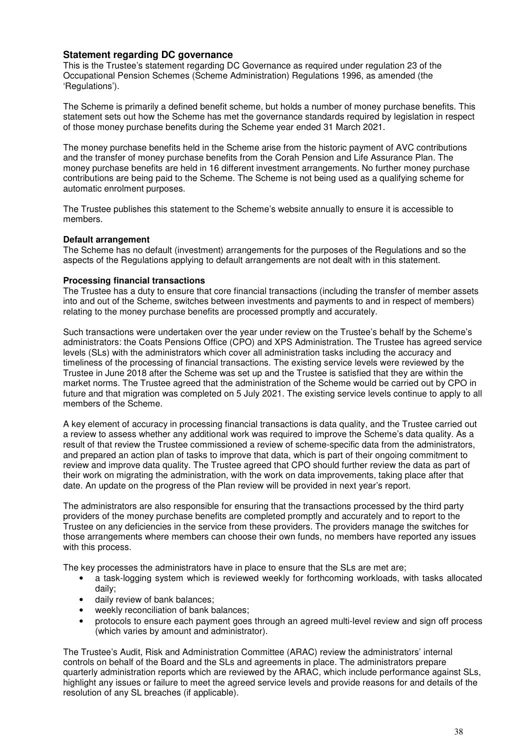## Statement regarding DC governance

This is the Trustee's statement regarding DC Governance as required under regulation 23 of the Occupational Pension Schemes (Scheme Administration) Regulations 1996, as amended (the 'Regulations').

The Scheme is primarily a defined benefit scheme, but holds a number of money purchase benefits. This statement sets out how the Scheme has met the governance standards required by legislation in respect of those money purchase benefits during the Scheme year ended 31 March 2021.

The money purchase benefits held in the Scheme arise from the historic payment of AVC contributions and the transfer of money purchase benefits from the Corah Pension and Life Assurance Plan. The money purchase benefits are held in 16 different investment arrangements. No further money purchase contributions are being paid to the Scheme. The Scheme is not being used as a qualifying scheme for automatic enrolment purposes.

The Trustee publishes this statement to the Scheme's website annually to ensure it is accessible to members.

### Default arrangement

The Scheme has no default (investment) arrangements for the purposes of the Regulations and so the aspects of the Regulations applying to default arrangements are not dealt with in this statement.

### Processing financial transactions

The Trustee has a duty to ensure that core financial transactions (including the transfer of member assets into and out of the Scheme, switches between investments and payments to and in respect of members) relating to the money purchase benefits are processed promptly and accurately.

Such transactions were undertaken over the year under review on the Trustee's behalf by the Scheme's administrators: the Coats Pensions Office (CPO) and XPS Administration. The Trustee has agreed service levels (SLs) with the administrators which cover all administration tasks including the accuracy and timeliness of the processing of financial transactions. The existing service levels were reviewed by the Trustee in June 2018 after the Scheme was set up and the Trustee is satisfied that they are within the market norms. The Trustee agreed that the administration of the Scheme would be carried out by CPO in future and that migration was completed on 5 July 2021. The existing service levels continue to apply to all members of the Scheme.

A key element of accuracy in processing financial transactions is data quality, and the Trustee carried out a review to assess whether any additional work was required to improve the Scheme's data quality. As a result of that review the Trustee commissioned a review of scheme-specific data from the administrators, and prepared an action plan of tasks to improve that data, which is part of their ongoing commitment to review and improve data quality. The Trustee agreed that CPO should further review the data as part of their work on migrating the administration, with the work on data improvements, taking place after that date. An update on the progress of the Plan review will be provided in next year's report.

The administrators are also responsible for ensuring that the transactions processed by the third party providers of the money purchase benefits are completed promptly and accurately and to report to the Trustee on any deficiencies in the service from these providers. The providers manage the switches for those arrangements where members can choose their own funds, no members have reported any issues with this process.

The key processes the administrators have in place to ensure that the SLs are met are;

- a task-logging system which is reviewed weekly for forthcoming workloads, with tasks allocated daily;
- daily review of bank balances;
- weekly reconciliation of bank balances;
- protocols to ensure each payment goes through an agreed multi-level review and sign off process (which varies by amount and administrator).

The Trustee's Audit, Risk and Administration Committee (ARAC) review the administrators' internal controls on behalf of the Board and the SLs and agreements in place. The administrators prepare quarterly administration reports which are reviewed by the ARAC, which include performance against SLs, highlight any issues or failure to meet the agreed service levels and provide reasons for and details of the resolution of any SL breaches (if applicable).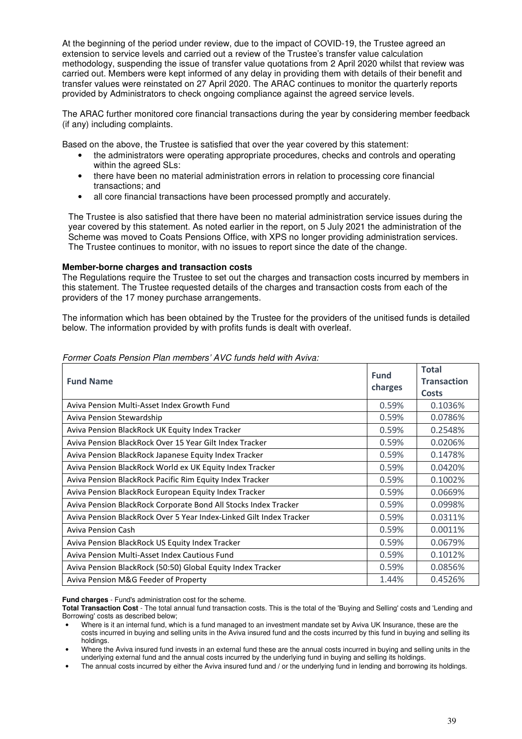At the beginning of the period under review, due to the impact of COVID-19, the Trustee agreed an extension to service levels and carried out a review of the Trustee's transfer value calculation methodology, suspending the issue of transfer value quotations from 2 April 2020 whilst that review was carried out. Members were kept informed of any delay in providing them with details of their benefit and transfer values were reinstated on 27 April 2020. The ARAC continues to monitor the quarterly reports provided by Administrators to check ongoing compliance against the agreed service levels.

The ARAC further monitored core financial transactions during the year by considering member feedback (if any) including complaints.

Based on the above, the Trustee is satisfied that over the year covered by this statement:

- the administrators were operating appropriate procedures, checks and controls and operating within the agreed SLs:
- there have been no material administration errors in relation to processing core financial transactions; and
- all core financial transactions have been processed promptly and accurately.

The Trustee is also satisfied that there have been no material administration service issues during the year covered by this statement. As noted earlier in the report, on 5 July 2021 the administration of the Scheme was moved to Coats Pensions Office, with XPS no longer providing administration services. The Trustee continues to monitor, with no issues to report since the date of the change.

**Member-borne charges and transaction costs**

The Regulations require the Trustee to set out the charges and transaction costs incurred by members in this statement. The Trustee requested details of the charges and transaction costs from each of the providers of the 17 money purchase arrangements.

The information which has been obtained by the Trustee for the providers of the unitised funds is detailed below. The information provided by with profits funds is dealt with overleaf.

*Former Coats Pension Plan members' AVC funds held with Aviva:*

| Fund Name | Fund charges | Total Transaction Costs |
|---|---|---|
| Aviva Pension Multi-Asset Index Growth Fund | 0.59% | 0.1036% |
| Aviva Pension Stewardship | 0.59% | 0.0786% |
| Aviva Pension BlackRock UK Equity Index Tracker | 0.59% | 0.2548% |
| Aviva Pension BlackRock Over 15 Year Gilt Index Tracker | 0.59% | 0.0206% |
| Aviva Pension BlackRock Japanese Equity Index Tracker | 0.59% | 0.1478% |
| Aviva Pension BlackRock World ex UK Equity Index Tracker | 0.59% | 0.0420% |
| Aviva Pension BlackRock Pacific Rim Equity Index Tracker | 0.59% | 0.1002% |
| Aviva Pension BlackRock European Equity Index Tracker | 0.59% | 0.0669% |
| Aviva Pension BlackRock Corporate Bond All Stocks Index Tracker | 0.59% | 0.0998% |
| Aviva Pension BlackRock Over 5 Year Index-Linked Gilt Index Tracker | 0.59% | 0.0311% |
| Aviva Pension Cash | 0.59% | 0.0011% |
| Aviva Pension BlackRock US Equity Index Tracker | 0.59% | 0.0679% |
| Aviva Pension Multi-Asset Index Cautious Fund | 0.59% | 0.1012% |
| Aviva Pension BlackRock (50:50) Global Equity Index Tracker | 0.59% | 0.0856% |
| Aviva Pension M&G Feeder of Property | 1.44% | 0.4526% |

**Fund charges** - Fund's administration cost for the scheme.

**Total Transaction Cost** - The total annual fund transaction costs. This is the total of the 'Buying and Selling' costs and 'Lending and Borrowing' costs as described below;

- Where is it an internal fund, which is a fund managed to an investment mandate set by Aviva UK Insurance, these are the costs incurred in buying and selling units in the Aviva insured fund and the costs incurred by this fund in buying and selling its holdings.
- Where the Aviva insured fund invests in an external fund these are the annual costs incurred in buying and selling units in the underlying external fund and the annual costs incurred by the underlying fund in buying and selling its holdings.
- The annual costs incurred by either the Aviva insured fund and / or the underlying fund in lending and borrowing its holdings.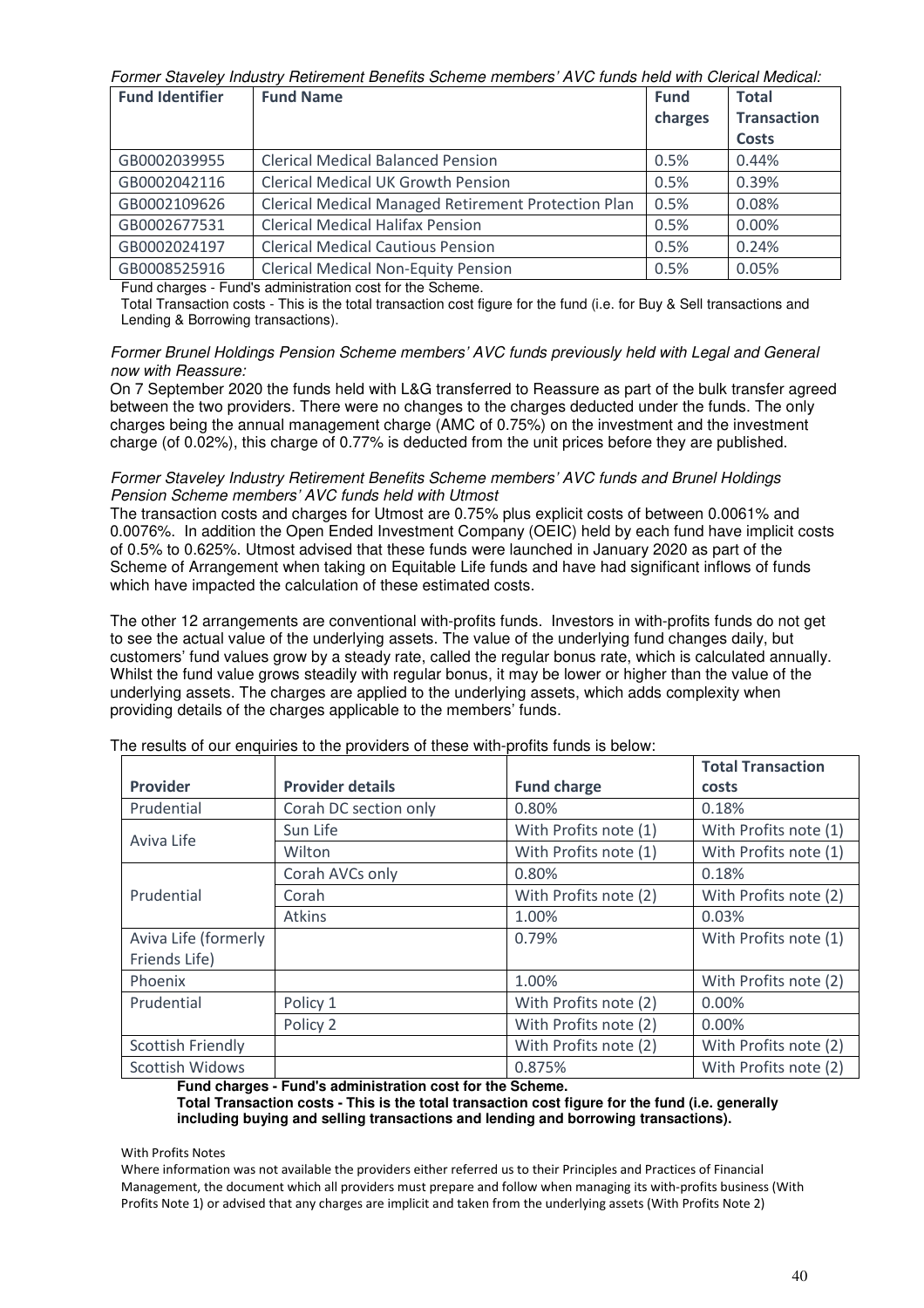*Former Staveley Industry Retirement Benefits Scheme members' AVC funds held with Clerical Medical:*

| Fund Identifier | Fund Name | Fund charges | Total Transaction Costs |
|---|---|---|---|
| GB0002039955 | Clerical Medical Balanced Pension | 0.5% | 0.44% |
| GB0002042116 | Clerical Medical UK Growth Pension | 0.5% | 0.39% |
| GB0002109626 | Clerical Medical Managed Retirement Protection Plan | 0.5% | 0.08% |
| GB0002677531 | Clerical Medical Halifax Pension | 0.5% | 0.00% |
| GB0002024197 | Clerical Medical Cautious Pension | 0.5% | 0.24% |
| GB0008525916 | Clerical Medical Non-Equity Pension | 0.5% | 0.05% |

Fund charges - Fund's administration cost for the Scheme.

Total Transaction costs - This is the total transaction cost figure for the fund (i.e. for Buy & Sell transactions and Lending & Borrowing transactions).

*Former Brunel Holdings Pension Scheme members' AVC funds previously held with Legal and General now with Reassure:*

On 7 September 2020 the funds held with L&G transferred to Reassure as part of the bulk transfer agreed between the two providers. There were no changes to the charges deducted under the funds. The only charges being the annual management charge (AMC of 0.75%) on the investment and the investment charge (of 0.02%), this charge of 0.77% is deducted from the unit prices before they are published.

*Former Staveley Industry Retirement Benefits Scheme members' AVC funds and Brunel Holdings Pension Scheme members' AVC funds held with Utmost*

The transaction costs and charges for Utmost are 0.75% plus explicit costs of between 0.0061% and 0.0076%. In addition the Open Ended Investment Company (OEIC) held by each fund have implicit costs of 0.5% to 0.625%. Utmost advised that these funds were launched in January 2020 as part of the Scheme of Arrangement when taking on Equitable Life funds and have had significant inflows of funds which have impacted the calculation of these estimated costs.

The other 12 arrangements are conventional with-profits funds. Investors in with-profits funds do not get to see the actual value of the underlying assets. The value of the underlying fund changes daily, but customers' fund values grow by a steady rate, called the regular bonus rate, which is calculated annually. Whilst the fund value grows steadily with regular bonus, it may be lower or higher than the value of the underlying assets. The charges are applied to the underlying assets, which adds complexity when providing details of the charges applicable to the members' funds.

The results of our enquiries to the providers of these with-profits funds is below:

| Provider | Provider details | Fund charge | Total Transaction costs |
|---|---|---|---|
| Prudential | Corah DC section only | 0.80% | 0.18% |
| Aviva Life | Sun Life | With Profits note (1) | With Profits note (1) |
| | Wilton | With Profits note (1) | With Profits note (1) |
| Prudential | Corah AVCs only | 0.80% | 0.18% |
| | Corah | With Profits note (2) | With Profits note (2) |
| | Atkins | 1.00% | 0.03% |
| Aviva Life (formerly Friends Life) | | 0.79% | With Profits note (1) |
| Phoenix | | 1.00% | With Profits note (2) |
| Prudential | Policy 1 | With Profits note (2) | 0.00% |
| | Policy 2 | With Profits note (2) | 0.00% |
| Scottish Friendly | | With Profits note (2) | With Profits note (2) |
| Scottish Widows | | 0.875% | With Profits note (2) |

**Fund charges - Fund's administration cost for the Scheme.**

**Total Transaction costs - This is the total transaction cost figure for the fund (i.e. generally including buying and selling transactions and lending and borrowing transactions).**

With Profits Notes

Where information was not available the providers either referred us to their Principles and Practices of Financial Management, the document which all providers must prepare and follow when managing its with-profits business (With Profits Note 1) or advised that any charges are implicit and taken from the underlying assets (With Profits Note 2)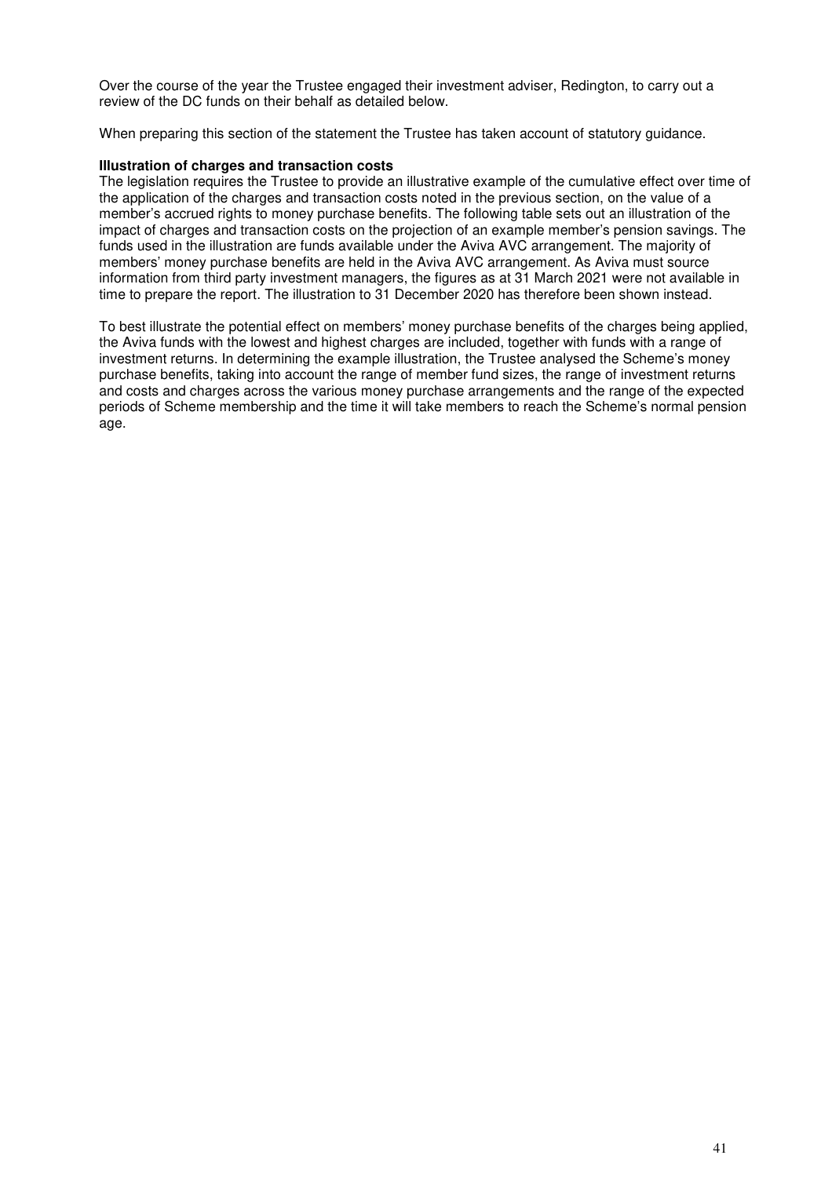Over the course of the year the Trustee engaged their investment adviser, Redington, to carry out a review of the DC funds on their behalf as detailed below.

When preparing this section of the statement the Trustee has taken account of statutory guidance.

**Illustration of charges and transaction costs**

The legislation requires the Trustee to provide an illustrative example of the cumulative effect over time of the application of the charges and transaction costs noted in the previous section, on the value of a member's accrued rights to money purchase benefits. The following table sets out an illustration of the impact of charges and transaction costs on the projection of an example member's pension savings. The funds used in the illustration are funds available under the Aviva AVC arrangement. The majority of members' money purchase benefits are held in the Aviva AVC arrangement. As Aviva must source information from third party investment managers, the figures as at 31 March 2021 were not available in time to prepare the report. The illustration to 31 December 2020 has therefore been shown instead.

To best illustrate the potential effect on members' money purchase benefits of the charges being applied, the Aviva funds with the lowest and highest charges are included, together with funds with a range of investment returns. In determining the example illustration, the Trustee analysed the Scheme's money purchase benefits, taking into account the range of member fund sizes, the range of investment returns and costs and charges across the various money purchase arrangements and the range of the expected periods of Scheme membership and the time it will take members to reach the Scheme's normal pension age.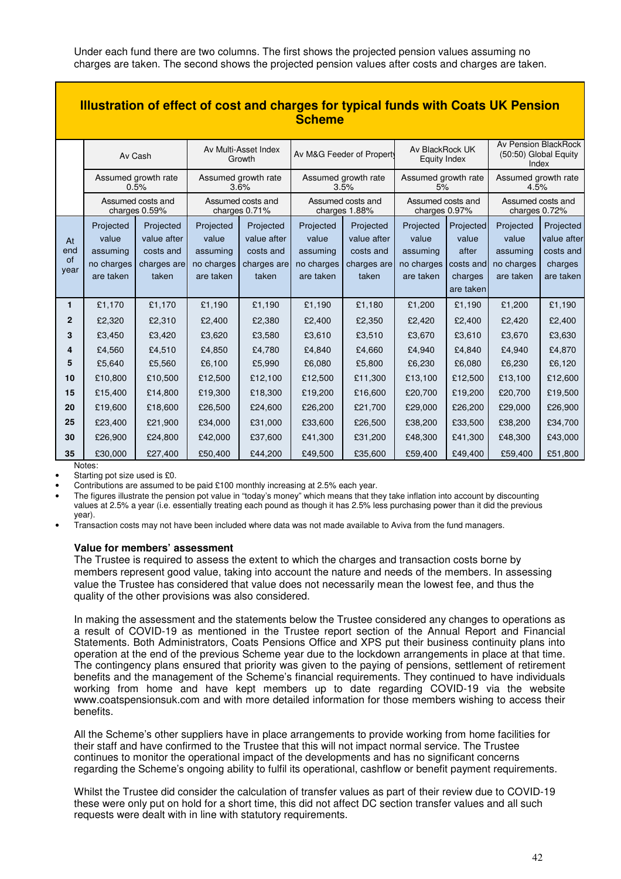Under each fund there are two columns. The first shows the projected pension values assuming no charges are taken. The second shows the projected pension values after costs and charges are taken.

**Illustration of effect of cost and charges for typical funds with Coats UK Pension Scheme**

| | Av Cash | | Av Multi-Asset Index Growth | | Av M&G Feeder of Property | | Av BlackRock UK Equity Index | | Av Pension BlackRock (50:50) Global Equity Index | |
|---|---|---|---|---|---|---|---|---|---|---|
| | Assumed growth rate 0.5% | | Assumed growth rate 3.6% | | Assumed growth rate 3.5% | | Assumed growth rate 5% | | Assumed growth rate 4.5% | |
| | Assumed costs and charges 0.59% | | Assumed costs and charges 0.71% | | Assumed costs and charges 1.88% | | Assumed costs and charges 0.97% | | Assumed costs and charges 0.72% | |
| At end of year | Projected value assuming no charges are taken | Projected value after costs and charges are taken | Projected value assuming no charges are taken | Projected value after costs and charges are taken | Projected value assuming no charges are taken | Projected value after costs and charges are taken | Projected value assuming no charges are taken | Projected value after costs and charges are taken | Projected value assuming no charges are taken | Projected value after costs and charges are taken |
| **1** | £1,170 | £1,170 | £1,190 | £1,190 | £1,190 | £1,180 | £1,200 | £1,190 | £1,200 | £1,190 |
| **2** | £2,320 | £2,310 | £2,400 | £2,380 | £2,400 | £2,350 | £2,420 | £2,400 | £2,420 | £2,400 |
| **3** | £3,450 | £3,420 | £3,620 | £3,580 | £3,610 | £3,510 | £3,670 | £3,610 | £3,670 | £3,630 |
| **4** | £4,560 | £4,510 | £4,850 | £4,780 | £4,840 | £4,660 | £4,940 | £4,840 | £4,940 | £4,870 |
| **5** | £5,640 | £5,560 | £6,100 | £5,990 | £6,080 | £5,800 | £6,230 | £6,080 | £6,230 | £6,120 |
| **10** | £10,800 | £10,500 | £12,500 | £12,100 | £12,500 | £11,300 | £13,100 | £12,500 | £13,100 | £12,600 |
| **15** | £15,400 | £14,800 | £19,300 | £18,300 | £19,200 | £16,600 | £20,700 | £19,200 | £20,700 | £19,500 |
| **20** | £19,600 | £18,600 | £26,500 | £24,600 | £26,200 | £21,700 | £29,000 | £26,200 | £29,000 | £26,900 |
| **25** | £23,400 | £21,900 | £34,000 | £31,000 | £33,600 | £26,500 | £38,200 | £33,500 | £38,200 | £34,700 |
| **30** | £26,900 | £24,800 | £42,000 | £37,600 | £41,300 | £31,200 | £48,300 | £41,300 | £48,300 | £43,000 |
| **35** | £30,000 | £27,400 | £50,400 | £44,200 | £49,500 | £35,600 | £59,400 | £49,400 | £59,400 | £51,800 |

Notes:

- Starting pot size used is £0.
- Contributions are assumed to be paid £100 monthly increasing at 2.5% each year.
- The figures illustrate the pension pot value in "today's money" which means that they take inflation into account by discounting values at 2.5% a year (i.e. essentially treating each pound as though it has 2.5% less purchasing power than it did the previous year).
- Transaction costs may not have been included where data was not made available to Aviva from the fund managers.

**Value for members' assessment**

The Trustee is required to assess the extent to which the charges and transaction costs borne by members represent good value, taking into account the nature and needs of the members. In assessing value the Trustee has considered that value does not necessarily mean the lowest fee, and thus the quality of the other provisions was also considered.

In making the assessment and the statements below the Trustee considered any changes to operations as a result of COVID-19 as mentioned in the Trustee report section of the Annual Report and Financial Statements. Both Administrators, Coats Pensions Office and XPS put their business continuity plans into operation at the end of the previous Scheme year due to the lockdown arrangements in place at that time. The contingency plans ensured that priority was given to the paying of pensions, settlement of retirement benefits and the management of the Scheme's financial requirements. They continued to have individuals working from home and have kept members up to date regarding COVID-19 via the website www.coatspensionsuk.com and with more detailed information for those members wishing to access their benefits.

All the Scheme's other suppliers have in place arrangements to provide working from home facilities for their staff and have confirmed to the Trustee that this will not impact normal service. The Trustee continues to monitor the operational impact of the developments and has no significant concerns regarding the Scheme's ongoing ability to fulfil its operational, cashflow or benefit payment requirements.

Whilst the Trustee did consider the calculation of transfer values as part of their review due to COVID-19 these were only put on hold for a short time, this did not affect DC section transfer values and all such requests were dealt with in line with statutory requirements.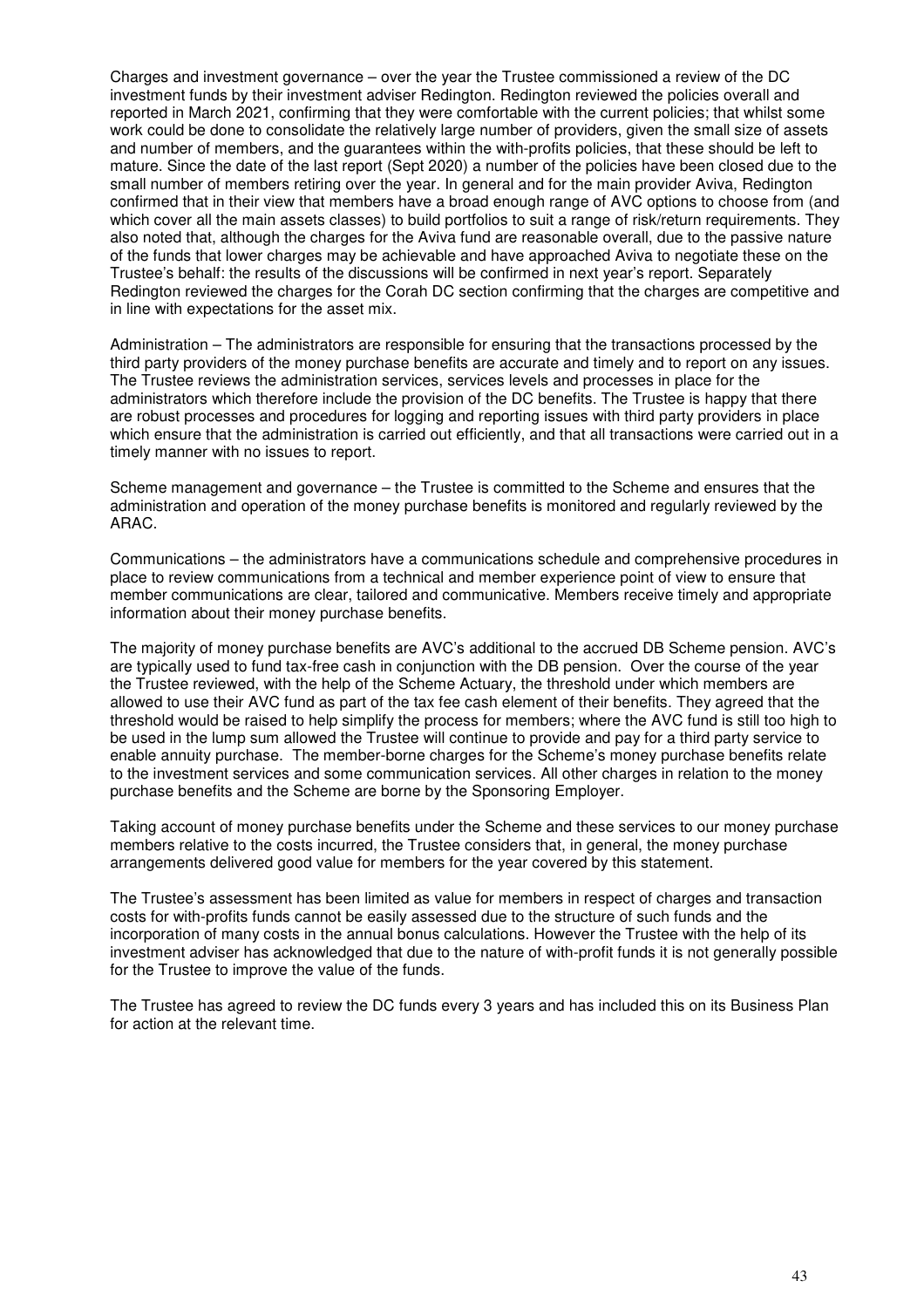Charges and investment governance – over the year the Trustee commissioned a review of the DC investment funds by their investment adviser Redington. Redington reviewed the policies overall and reported in March 2021, confirming that they were comfortable with the current policies; that whilst some work could be done to consolidate the relatively large number of providers, given the small size of assets and number of members, and the guarantees within the with-profits policies, that these should be left to mature. Since the date of the last report (Sept 2020) a number of the policies have been closed due to the small number of members retiring over the year. In general and for the main provider Aviva, Redington confirmed that in their view that members have a broad enough range of AVC options to choose from (and which cover all the main assets classes) to build portfolios to suit a range of risk/return requirements. They also noted that, although the charges for the Aviva fund are reasonable overall, due to the passive nature of the funds that lower charges may be achievable and have approached Aviva to negotiate these on the Trustee's behalf: the results of the discussions will be confirmed in next year's report. Separately Redington reviewed the charges for the Corah DC section confirming that the charges are competitive and in line with expectations for the asset mix.

Administration – The administrators are responsible for ensuring that the transactions processed by the third party providers of the money purchase benefits are accurate and timely and to report on any issues. The Trustee reviews the administration services, services levels and processes in place for the administrators which therefore include the provision of the DC benefits. The Trustee is happy that there are robust processes and procedures for logging and reporting issues with third party providers in place which ensure that the administration is carried out efficiently, and that all transactions were carried out in a timely manner with no issues to report.

Scheme management and governance – the Trustee is committed to the Scheme and ensures that the administration and operation of the money purchase benefits is monitored and regularly reviewed by the ARAC.

Communications – the administrators have a communications schedule and comprehensive procedures in place to review communications from a technical and member experience point of view to ensure that member communications are clear, tailored and communicative. Members receive timely and appropriate information about their money purchase benefits.

The majority of money purchase benefits are AVC's additional to the accrued DB Scheme pension. AVC's are typically used to fund tax-free cash in conjunction with the DB pension. Over the course of the year the Trustee reviewed, with the help of the Scheme Actuary, the threshold under which members are allowed to use their AVC fund as part of the tax fee cash element of their benefits. They agreed that the threshold would be raised to help simplify the process for members; where the AVC fund is still too high to be used in the lump sum allowed the Trustee will continue to provide and pay for a third party service to enable annuity purchase. The member-borne charges for the Scheme's money purchase benefits relate to the investment services and some communication services. All other charges in relation to the money purchase benefits and the Scheme are borne by the Sponsoring Employer.

Taking account of money purchase benefits under the Scheme and these services to our money purchase members relative to the costs incurred, the Trustee considers that, in general, the money purchase arrangements delivered good value for members for the year covered by this statement.

The Trustee's assessment has been limited as value for members in respect of charges and transaction costs for with-profits funds cannot be easily assessed due to the structure of such funds and the incorporation of many costs in the annual bonus calculations. However the Trustee with the help of its investment adviser has acknowledged that due to the nature of with-profit funds it is not generally possible for the Trustee to improve the value of the funds.

The Trustee has agreed to review the DC funds every 3 years and has included this on its Business Plan for action at the relevant time.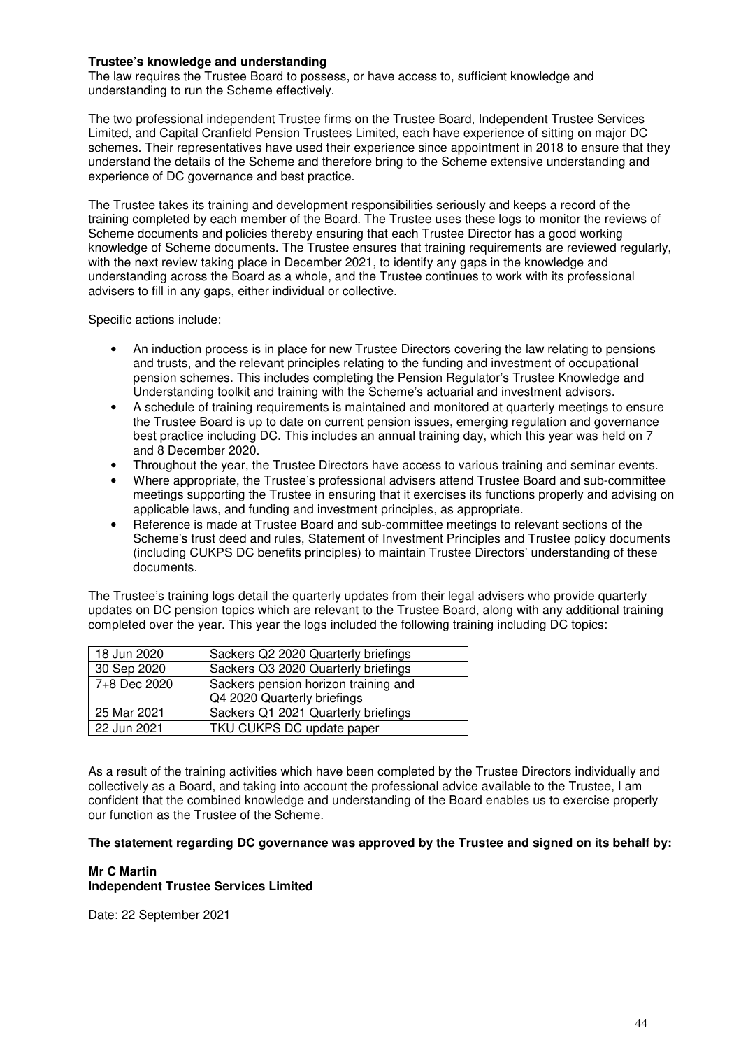**Trustee's knowledge and understanding**

The law requires the Trustee Board to possess, or have access to, sufficient knowledge and understanding to run the Scheme effectively.

The two professional independent Trustee firms on the Trustee Board, Independent Trustee Services Limited, and Capital Cranfield Pension Trustees Limited, each have experience of sitting on major DC schemes. Their representatives have used their experience since appointment in 2018 to ensure that they understand the details of the Scheme and therefore bring to the Scheme extensive understanding and experience of DC governance and best practice.

The Trustee takes its training and development responsibilities seriously and keeps a record of the training completed by each member of the Board. The Trustee uses these logs to monitor the reviews of Scheme documents and policies thereby ensuring that each Trustee Director has a good working knowledge of Scheme documents. The Trustee ensures that training requirements are reviewed regularly, with the next review taking place in December 2021, to identify any gaps in the knowledge and understanding across the Board as a whole, and the Trustee continues to work with its professional advisers to fill in any gaps, either individual or collective.

Specific actions include:

- An induction process is in place for new Trustee Directors covering the law relating to pensions and trusts, and the relevant principles relating to the funding and investment of occupational pension schemes. This includes completing the Pension Regulator's Trustee Knowledge and Understanding toolkit and training with the Scheme's actuarial and investment advisors.
- A schedule of training requirements is maintained and monitored at quarterly meetings to ensure the Trustee Board is up to date on current pension issues, emerging regulation and governance best practice including DC. This includes an annual training day, which this year was held on 7 and 8 December 2020.
- Throughout the year, the Trustee Directors have access to various training and seminar events.
- Where appropriate, the Trustee's professional advisers attend Trustee Board and sub-committee meetings supporting the Trustee in ensuring that it exercises its functions properly and advising on applicable laws, and funding and investment principles, as appropriate.
- Reference is made at Trustee Board and sub-committee meetings to relevant sections of the Scheme's trust deed and rules, Statement of Investment Principles and Trustee policy documents (including CUKPS DC benefits principles) to maintain Trustee Directors' understanding of these documents.

The Trustee's training logs detail the quarterly updates from their legal advisers who provide quarterly updates on DC pension topics which are relevant to the Trustee Board, along with any additional training completed over the year. This year the logs included the following training including DC topics:

| | |
|---|---|
| 18 Jun 2020 | Sackers Q2 2020 Quarterly briefings |
| 30 Sep 2020 | Sackers Q3 2020 Quarterly briefings |
| 7+8 Dec 2020 | Sackers pension horizon training and Q4 2020 Quarterly briefings |
| 25 Mar 2021 | Sackers Q1 2021 Quarterly briefings |
| 22 Jun 2021 | TKU CUKPS DC update paper |

As a result of the training activities which have been completed by the Trustee Directors individually and collectively as a Board, and taking into account the professional advice available to the Trustee, I am confident that the combined knowledge and understanding of the Board enables us to exercise properly our function as the Trustee of the Scheme.

**The statement regarding DC governance was approved by the Trustee and signed on its behalf by:**

**Mr C Martin**
**Independent Trustee Services Limited**

Date: 22 September 2021